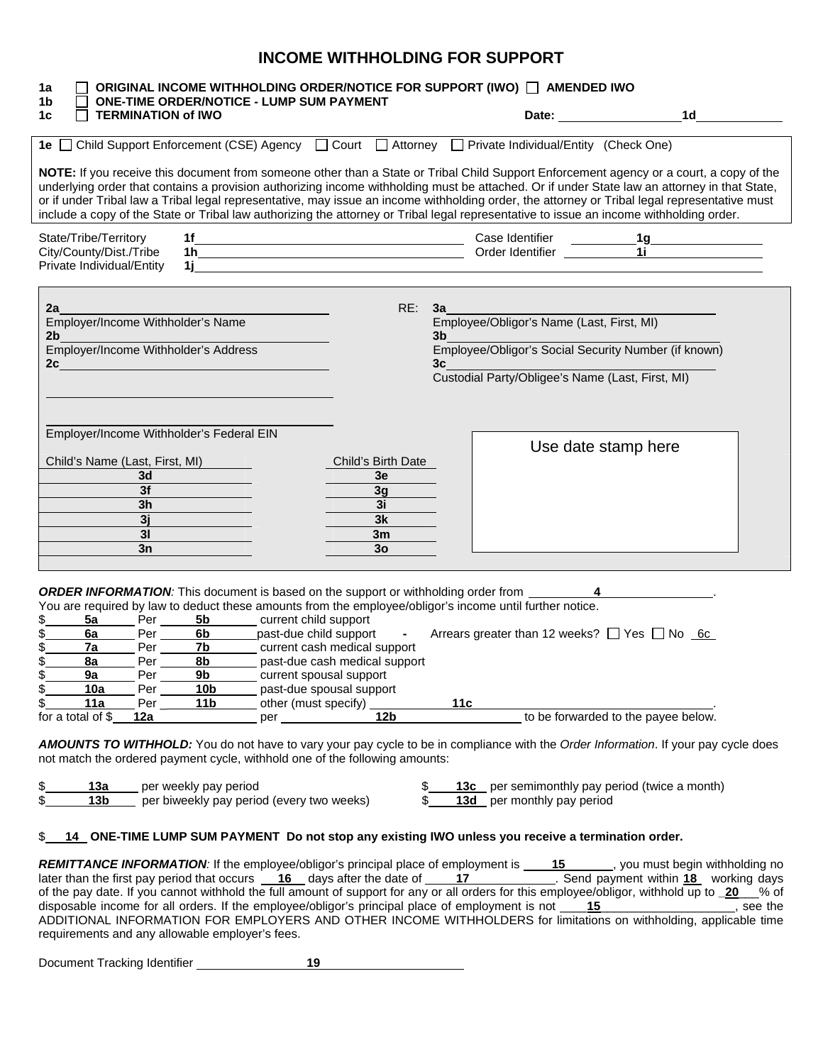# INCOME WITHHOLDING FOR SUPPORT

1a ☐ **ORIGINAL INCOME WITHHOLDING ORDER/NOTICE FOR SUPPORT (IWO)** ☐ **AMENDED IWO**
1b ☐ **ONE-TIME ORDER/NOTICE - LUMP SUM PAYMENT**
1c ☐ **TERMINATION of IWO** **Date:** ____________ **1d** ____________

**1e** ☐ Child Support Enforcement (CSE) Agency ☐ Court ☐ Attorney ☐ Private Individual/Entity (Check One)

**NOTE:** If you receive this document from someone other than a State or Tribal Child Support Enforcement agency or a court, a copy of the underlying order that contains a provision authorizing income withholding must be attached. Or if under State law an attorney in that State, or if under Tribal law a Tribal legal representative, may issue an income withholding order, the attorney or Tribal legal representative must include a copy of the State or Tribal law authorizing the attorney or Tribal legal representative to issue an income withholding order.

State/Tribe/Territory **1f** ____________ Case Identifier **1g** ____________
City/County/Dist./Tribe **1h** ____________ Order Identifier **1i** ____________
Private Individual/Entity **1j** ____________

**2a** ____________
Employer/Income Withholder's Name
**2b** ____________
Employer/Income Withholder's Address
**2c** ____________

____________
Employer/Income Withholder's Federal EIN

RE: **3a** ____________
Employee/Obligor's Name (Last, First, MI)
**3b** ____________
Employee/Obligor's Social Security Number (if known)
**3c** ____________
Custodial Party/Obligee's Name (Last, First, MI)

Use date stamp here

| Child's Name (Last, First, MI) | Child's Birth Date |
|---|---|
| **3d** | **3e** |
| **3f** | **3g** |
| **3h** | **3i** |
| **3j** | **3k** |
| **3l** | **3m** |
| **3n** | **3o** |

***ORDER INFORMATION****:* This document is based on the support or withholding order from ____**4**____.
You are required by law to deduct these amounts from the employee/obligor's income until further notice.

$ **5a** Per **5b** current child support
$ **6a** Per **6b** past-due child support - Arrears greater than 12 weeks? ☐ Yes ☐ No **6c**
$ **7a** Per **7b** current cash medical support
$ **8a** Per **8b** past-due cash medical support
$ **9a** Per **9b** current spousal support
$ **10a** Per **10b** past-due spousal support
$ **11a** Per **11b** other (must specify) ____**11c**____.
for a total of $ **12a** per **12b** to be forwarded to the payee below.

***AMOUNTS TO WITHHOLD:*** You do not have to vary your pay cycle to be in compliance with the *Order Information*. If your pay cycle does not match the ordered payment cycle, withhold one of the following amounts:

$ **13a** per weekly pay period
$ **13b** per biweekly pay period (every two weeks)
$ **13c** per semimonthly pay period (twice a month)
$ **13d** per monthly pay period

$ **14 ONE-TIME LUMP SUM PAYMENT Do not stop any existing IWO unless you receive a termination order.**

***REMITTANCE INFORMATION****:* If the employee/obligor's principal place of employment is ____**15**____, you must begin withholding no later than the first pay period that occurs ____**16**____ days after the date of ____**17**____. Send payment within **18** working days of the pay date. If you cannot withhold the full amount of support for any or all orders for this employee/obligor, withhold up to **20** % of disposable income for all orders. If the employee/obligor's principal place of employment is not ____**15**____, see the ADDITIONAL INFORMATION FOR EMPLOYERS AND OTHER INCOME WITHHOLDERS for limitations on withholding, applicable time requirements and any allowable employer's fees.

Document Tracking Identifier ____**19**____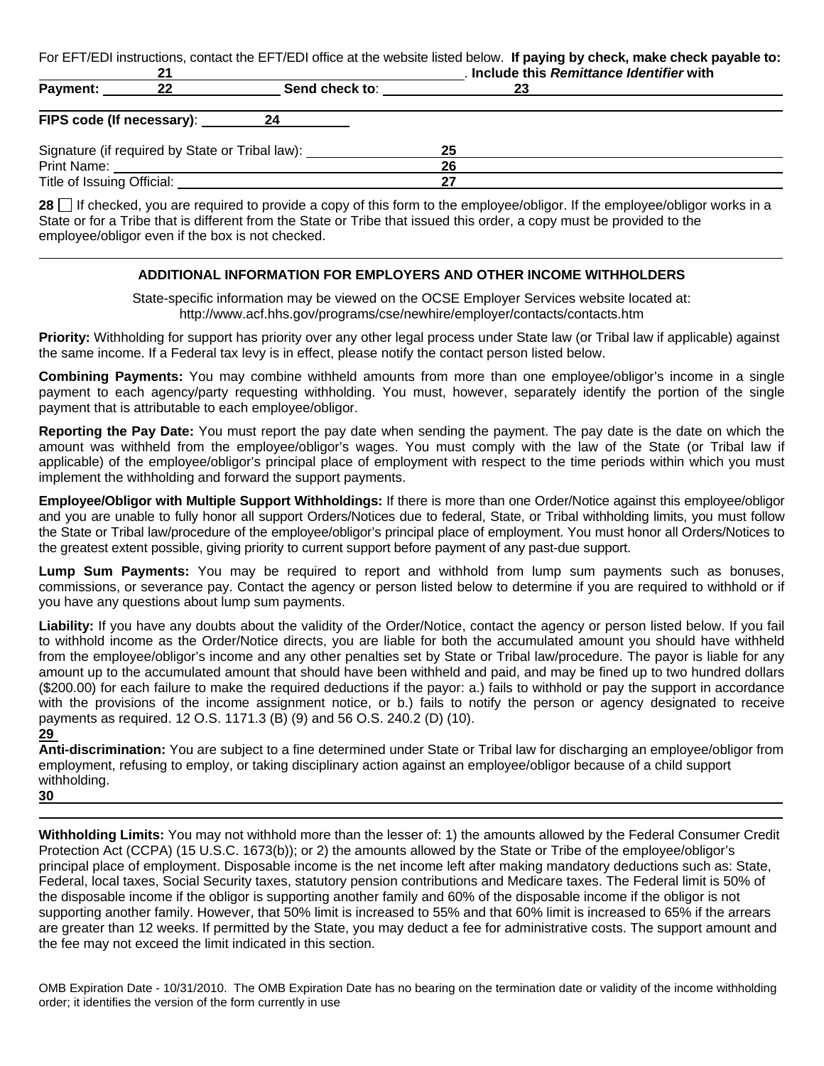For EFT/EDI instructions, contact the EFT/EDI office at the website listed below. **If paying by check, make check payable to:** 21 . **Include this *Remittance Identifier* with Payment:** 22 **Send check to**: 23

**FIPS code (If necessary)**: 24

Signature (if required by State or Tribal law): 25

Print Name: 26

Title of Issuing Official: 27

**28** ☐ If checked, you are required to provide a copy of this form to the employee/obligor. If the employee/obligor works in a State or for a Tribe that is different from the State or Tribe that issued this order, a copy must be provided to the employee/obligor even if the box is not checked.

## ADDITIONAL INFORMATION FOR EMPLOYERS AND OTHER INCOME WITHHOLDERS

State-specific information may be viewed on the OCSE Employer Services website located at: http://www.acf.hhs.gov/programs/cse/newhire/employer/contacts/contacts.htm

**Priority:** Withholding for support has priority over any other legal process under State law (or Tribal law if applicable) against the same income. If a Federal tax levy is in effect, please notify the contact person listed below.

**Combining Payments:** You may combine withheld amounts from more than one employee/obligor's income in a single payment to each agency/party requesting withholding. You must, however, separately identify the portion of the single payment that is attributable to each employee/obligor.

**Reporting the Pay Date:** You must report the pay date when sending the payment. The pay date is the date on which the amount was withheld from the employee/obligor's wages. You must comply with the law of the State (or Tribal law if applicable) of the employee/obligor's principal place of employment with respect to the time periods within which you must implement the withholding and forward the support payments.

**Employee/Obligor with Multiple Support Withholdings:** If there is more than one Order/Notice against this employee/obligor and you are unable to fully honor all support Orders/Notices due to federal, State, or Tribal withholding limits, you must follow the State or Tribal law/procedure of the employee/obligor's principal place of employment. You must honor all Orders/Notices to the greatest extent possible, giving priority to current support before payment of any past-due support.

**Lump Sum Payments:** You may be required to report and withhold from lump sum payments such as bonuses, commissions, or severance pay. Contact the agency or person listed below to determine if you are required to withhold or if you have any questions about lump sum payments.

**Liability:** If you have any doubts about the validity of the Order/Notice, contact the agency or person listed below. If you fail to withhold income as the Order/Notice directs, you are liable for both the accumulated amount you should have withheld from the employee/obligor's income and any other penalties set by State or Tribal law/procedure. The payor is liable for any amount up to the accumulated amount that should have been withheld and paid, and may be fined up to two hundred dollars ($200.00) for each failure to make the required deductions if the payor: a.) fails to withhold or pay the support in accordance with the provisions of the income assignment notice, or b.) fails to notify the person or agency designated to receive payments as required. 12 O.S. 1171.3 (B) (9) and 56 O.S. 240.2 (D) (10).

**29**

**Anti-discrimination:** You are subject to a fine determined under State or Tribal law for discharging an employee/obligor from employment, refusing to employ, or taking disciplinary action against an employee/obligor because of a child support withholding.

**30**

**Withholding Limits:** You may not withhold more than the lesser of: 1) the amounts allowed by the Federal Consumer Credit Protection Act (CCPA) (15 U.S.C. 1673(b)); or 2) the amounts allowed by the State or Tribe of the employee/obligor's principal place of employment. Disposable income is the net income left after making mandatory deductions such as: State, Federal, local taxes, Social Security taxes, statutory pension contributions and Medicare taxes. The Federal limit is 50% of the disposable income if the obligor is supporting another family and 60% of the disposable income if the obligor is not supporting another family. However, that 50% limit is increased to 55% and that 60% limit is increased to 65% if the arrears are greater than 12 weeks. If permitted by the State, you may deduct a fee for administrative costs. The support amount and the fee may not exceed the limit indicated in this section.

OMB Expiration Date - 10/31/2010. The OMB Expiration Date has no bearing on the termination date or validity of the income withholding order; it identifies the version of the form currently in use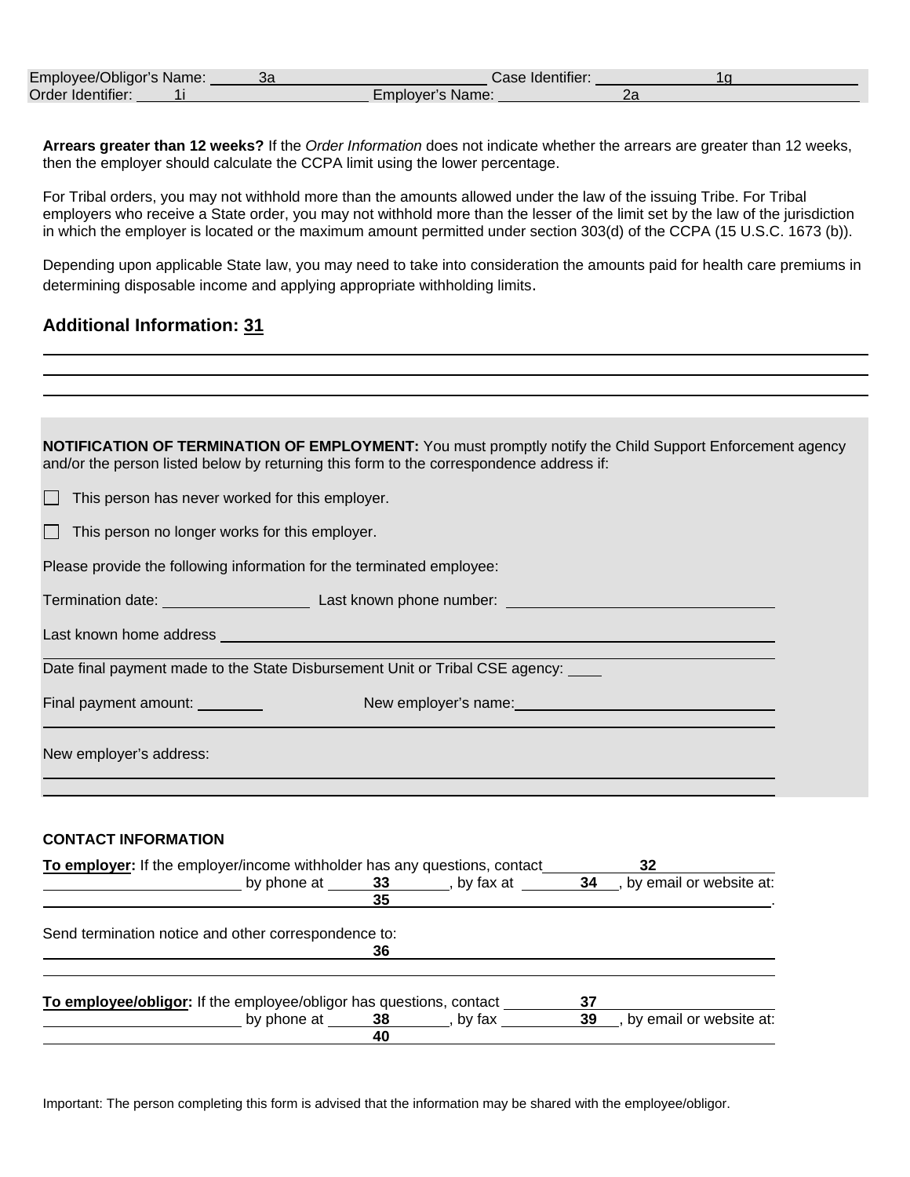Employee/Obligor's Name: 3a Case Identifier: 1g
Order Identifier: 1i Employer's Name: 2a

**Arrears greater than 12 weeks?** If the *Order Information* does not indicate whether the arrears are greater than 12 weeks, then the employer should calculate the CCPA limit using the lower percentage.

For Tribal orders, you may not withhold more than the amounts allowed under the law of the issuing Tribe. For Tribal employers who receive a State order, you may not withhold more than the lesser of the limit set by the law of the jurisdiction in which the employer is located or the maximum amount permitted under section 303(d) of the CCPA (15 U.S.C. 1673 (b)).

Depending upon applicable State law, you may need to take into consideration the amounts paid for health care premiums in determining disposable income and applying appropriate withholding limits.

## Additional Information: 31

**NOTIFICATION OF TERMINATION OF EMPLOYMENT:** You must promptly notify the Child Support Enforcement agency and/or the person listed below by returning this form to the correspondence address if:

☐ This person has never worked for this employer.

☐ This person no longer works for this employer.

Please provide the following information for the terminated employee:

Termination date: ________ Last known phone number: ________

Last known home address ________

Date final payment made to the State Disbursement Unit or Tribal CSE agency: ____

Final payment amount: ________ New employer's name: ________

New employer's address: ________

**CONTACT INFORMATION**

**To employer:** If the employer/income withholder has any questions, contact 32 by phone at 33, by fax at 34, by email or website at: 35.

Send termination notice and other correspondence to: 36

**To employee/obligor:** If the employee/obligor has questions, contact 37 by phone at 38, by fax 39, by email or website at: 40

Important: The person completing this form is advised that the information may be shared with the employee/obligor.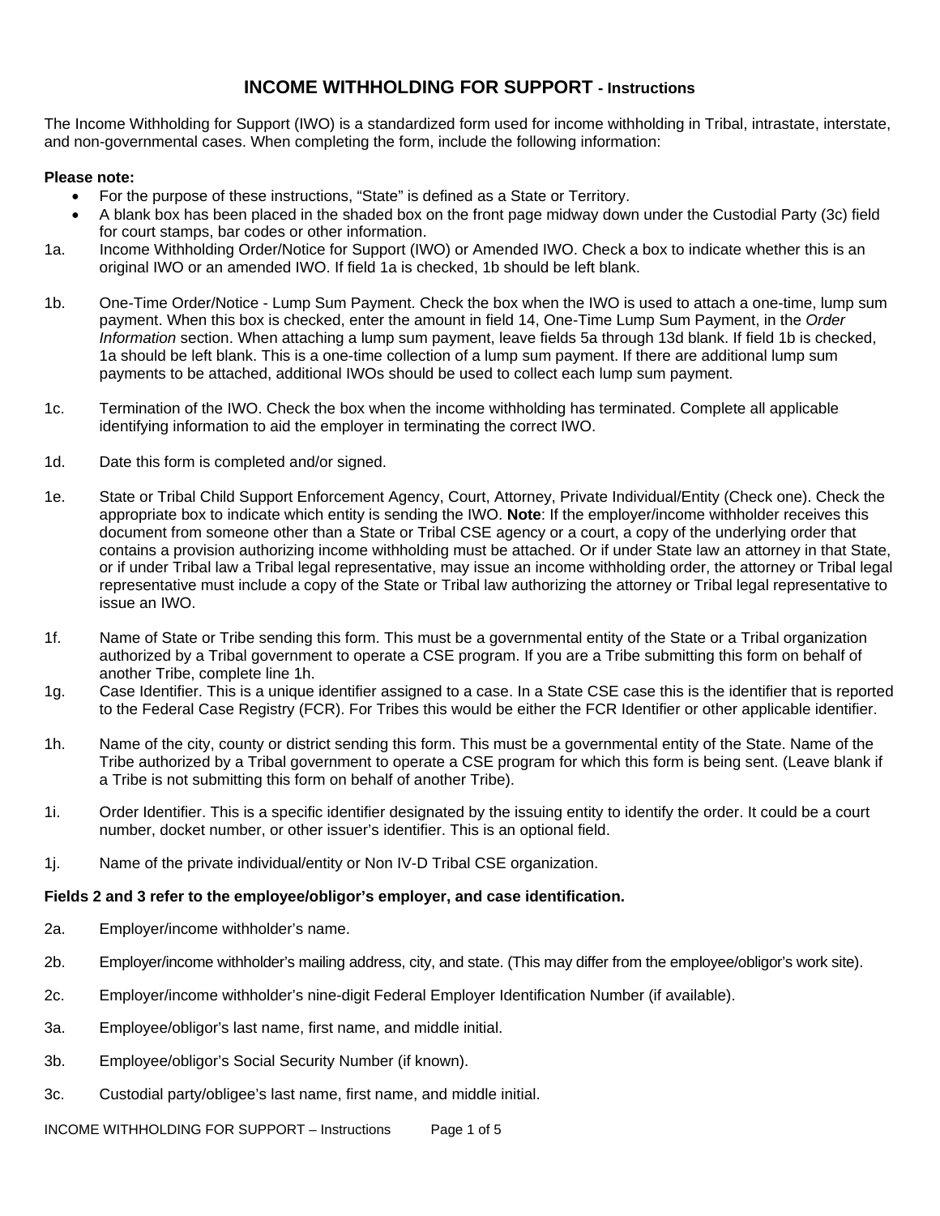# INCOME WITHHOLDING FOR SUPPORT - Instructions

The Income Withholding for Support (IWO) is a standardized form used for income withholding in Tribal, intrastate, interstate, and non-governmental cases. When completing the form, include the following information:

**Please note:**

- For the purpose of these instructions, "State" is defined as a State or Territory.
- A blank box has been placed in the shaded box on the front page midway down under the Custodial Party (3c) field for court stamps, bar codes or other information.

1a. Income Withholding Order/Notice for Support (IWO) or Amended IWO. Check a box to indicate whether this is an original IWO or an amended IWO. If field 1a is checked, 1b should be left blank.

1b. One-Time Order/Notice - Lump Sum Payment. Check the box when the IWO is used to attach a one-time, lump sum payment. When this box is checked, enter the amount in field 14, One-Time Lump Sum Payment, in the *Order Information* section. When attaching a lump sum payment, leave fields 5a through 13d blank. If field 1b is checked, 1a should be left blank. This is a one-time collection of a lump sum payment. If there are additional lump sum payments to be attached, additional IWOs should be used to collect each lump sum payment.

1c. Termination of the IWO. Check the box when the income withholding has terminated. Complete all applicable identifying information to aid the employer in terminating the correct IWO.

1d. Date this form is completed and/or signed.

1e. State or Tribal Child Support Enforcement Agency, Court, Attorney, Private Individual/Entity (Check one). Check the appropriate box to indicate which entity is sending the IWO. **Note**: If the employer/income withholder receives this document from someone other than a State or Tribal CSE agency or a court, a copy of the underlying order that contains a provision authorizing income withholding must be attached. Or if under State law an attorney in that State, or if under Tribal law a Tribal legal representative, may issue an income withholding order, the attorney or Tribal legal representative must include a copy of the State or Tribal law authorizing the attorney or Tribal legal representative to issue an IWO.

1f. Name of State or Tribe sending this form. This must be a governmental entity of the State or a Tribal organization authorized by a Tribal government to operate a CSE program. If you are a Tribe submitting this form on behalf of another Tribe, complete line 1h.

1g. Case Identifier. This is a unique identifier assigned to a case. In a State CSE case this is the identifier that is reported to the Federal Case Registry (FCR). For Tribes this would be either the FCR Identifier or other applicable identifier.

1h. Name of the city, county or district sending this form. This must be a governmental entity of the State. Name of the Tribe authorized by a Tribal government to operate a CSE program for which this form is being sent. (Leave blank if a Tribe is not submitting this form on behalf of another Tribe).

1i. Order Identifier. This is a specific identifier designated by the issuing entity to identify the order. It could be a court number, docket number, or other issuer's identifier. This is an optional field.

1j. Name of the private individual/entity or Non IV-D Tribal CSE organization.

**Fields 2 and 3 refer to the employee/obligor's employer, and case identification.**

2a. Employer/income withholder's name.

2b. Employer/income withholder's mailing address, city, and state. (This may differ from the employee/obligor's work site).

2c. Employer/income withholder's nine-digit Federal Employer Identification Number (if available).

3a. Employee/obligor's last name, first name, and middle initial.

3b. Employee/obligor's Social Security Number (if known).

3c. Custodial party/obligee's last name, first name, and middle initial.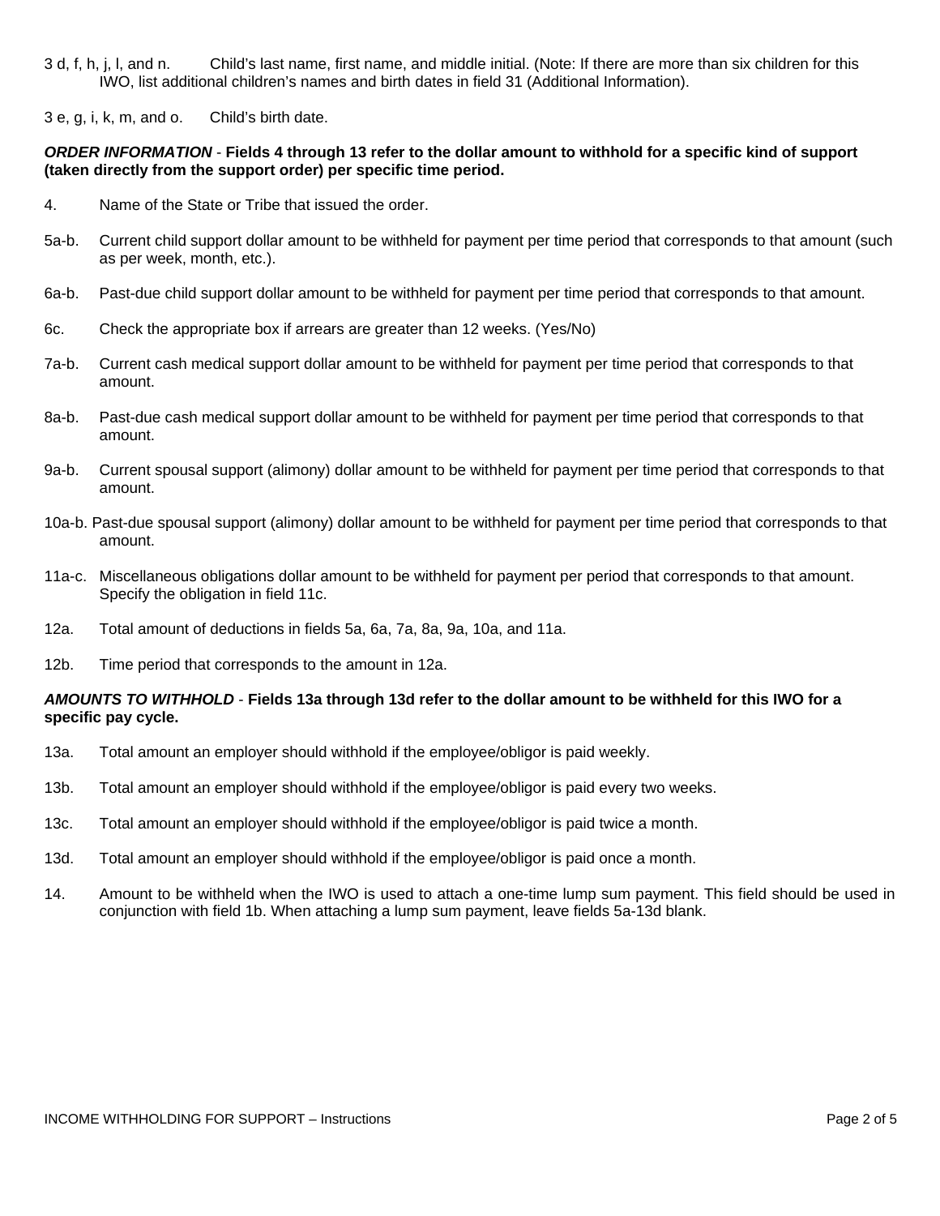3 d, f, h, j, l, and n. Child's last name, first name, and middle initial. (Note: If there are more than six children for this IWO, list additional children's names and birth dates in field 31 (Additional Information).

3 e, g, i, k, m, and o. Child's birth date.

***ORDER INFORMATION*** - **Fields 4 through 13 refer to the dollar amount to withhold for a specific kind of support (taken directly from the support order) per specific time period.**

4. Name of the State or Tribe that issued the order.

5a-b. Current child support dollar amount to be withheld for payment per time period that corresponds to that amount (such as per week, month, etc.).

6a-b. Past-due child support dollar amount to be withheld for payment per time period that corresponds to that amount.

6c. Check the appropriate box if arrears are greater than 12 weeks. (Yes/No)

7a-b. Current cash medical support dollar amount to be withheld for payment per time period that corresponds to that amount.

8a-b. Past-due cash medical support dollar amount to be withheld for payment per time period that corresponds to that amount.

9a-b. Current spousal support (alimony) dollar amount to be withheld for payment per time period that corresponds to that amount.

10a-b. Past-due spousal support (alimony) dollar amount to be withheld for payment per time period that corresponds to that amount.

11a-c. Miscellaneous obligations dollar amount to be withheld for payment per period that corresponds to that amount. Specify the obligation in field 11c.

12a. Total amount of deductions in fields 5a, 6a, 7a, 8a, 9a, 10a, and 11a.

12b. Time period that corresponds to the amount in 12a.

***AMOUNTS TO WITHHOLD*** - **Fields 13a through 13d refer to the dollar amount to be withheld for this IWO for a specific pay cycle.**

13a. Total amount an employer should withhold if the employee/obligor is paid weekly.

13b. Total amount an employer should withhold if the employee/obligor is paid every two weeks.

13c. Total amount an employer should withhold if the employee/obligor is paid twice a month.

13d. Total amount an employer should withhold if the employee/obligor is paid once a month.

14. Amount to be withheld when the IWO is used to attach a one-time lump sum payment. This field should be used in conjunction with field 1b. When attaching a lump sum payment, leave fields 5a-13d blank.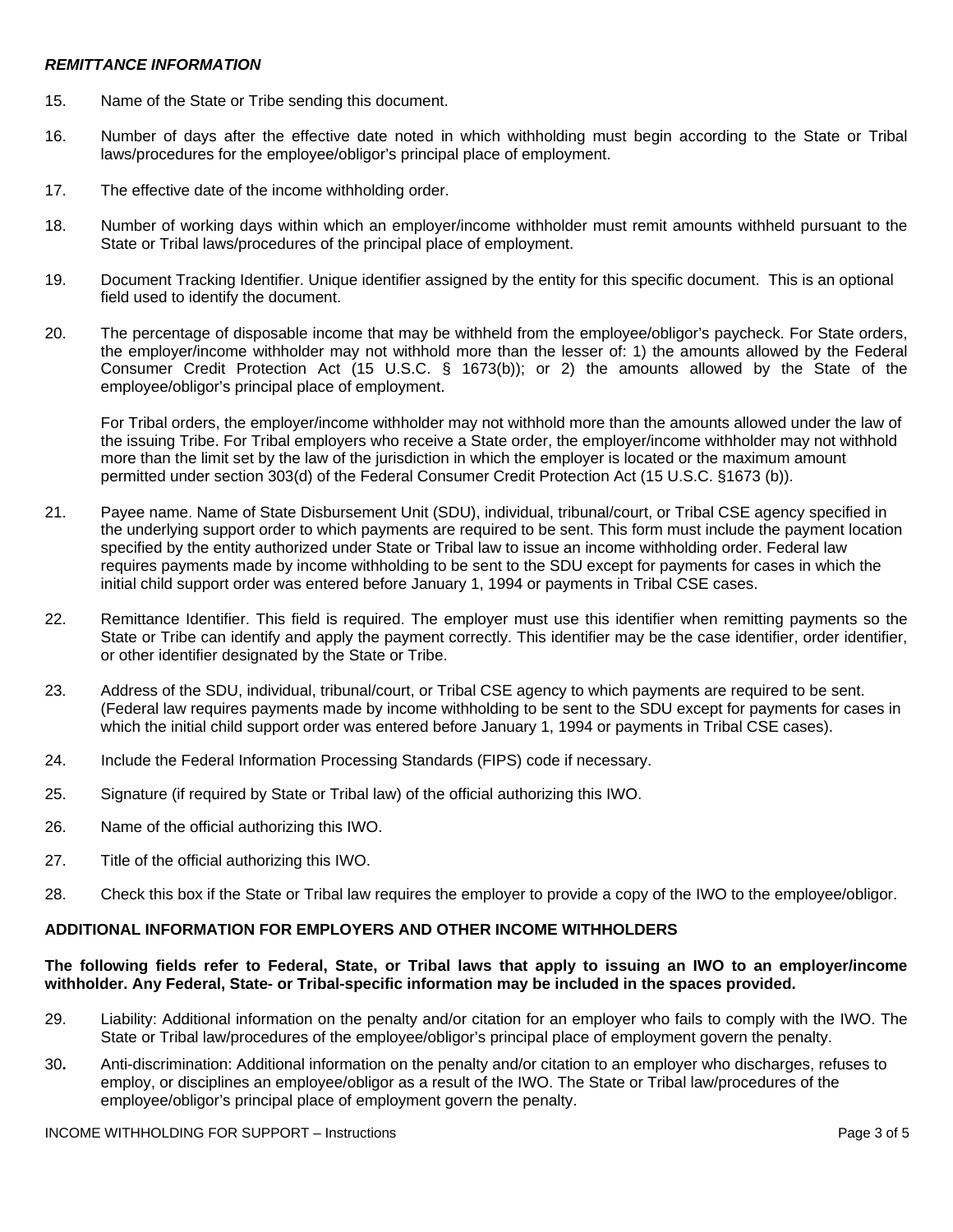### ***REMITTANCE INFORMATION***

15. Name of the State or Tribe sending this document.

16. Number of days after the effective date noted in which withholding must begin according to the State or Tribal laws/procedures for the employee/obligor's principal place of employment.

17. The effective date of the income withholding order.

18. Number of working days within which an employer/income withholder must remit amounts withheld pursuant to the State or Tribal laws/procedures of the principal place of employment.

19. Document Tracking Identifier. Unique identifier assigned by the entity for this specific document. This is an optional field used to identify the document.

20. The percentage of disposable income that may be withheld from the employee/obligor's paycheck. For State orders, the employer/income withholder may not withhold more than the lesser of: 1) the amounts allowed by the Federal Consumer Credit Protection Act (15 U.S.C. § 1673(b)); or 2) the amounts allowed by the State of the employee/obligor's principal place of employment.

    For Tribal orders, the employer/income withholder may not withhold more than the amounts allowed under the law of the issuing Tribe. For Tribal employers who receive a State order, the employer/income withholder may not withhold more than the limit set by the law of the jurisdiction in which the employer is located or the maximum amount permitted under section 303(d) of the Federal Consumer Credit Protection Act (15 U.S.C. §1673 (b)).

21. Payee name. Name of State Disbursement Unit (SDU), individual, tribunal/court, or Tribal CSE agency specified in the underlying support order to which payments are required to be sent. This form must include the payment location specified by the entity authorized under State or Tribal law to issue an income withholding order. Federal law requires payments made by income withholding to be sent to the SDU except for payments for cases in which the initial child support order was entered before January 1, 1994 or payments in Tribal CSE cases.

22. Remittance Identifier. This field is required. The employer must use this identifier when remitting payments so the State or Tribe can identify and apply the payment correctly. This identifier may be the case identifier, order identifier, or other identifier designated by the State or Tribe.

23. Address of the SDU, individual, tribunal/court, or Tribal CSE agency to which payments are required to be sent. (Federal law requires payments made by income withholding to be sent to the SDU except for payments for cases in which the initial child support order was entered before January 1, 1994 or payments in Tribal CSE cases).

24. Include the Federal Information Processing Standards (FIPS) code if necessary.

25. Signature (if required by State or Tribal law) of the official authorizing this IWO.

26. Name of the official authorizing this IWO.

27. Title of the official authorizing this IWO.

28. Check this box if the State or Tribal law requires the employer to provide a copy of the IWO to the employee/obligor.

### **ADDITIONAL INFORMATION FOR EMPLOYERS AND OTHER INCOME WITHHOLDERS**

**The following fields refer to Federal, State, or Tribal laws that apply to issuing an IWO to an employer/income withholder. Any Federal, State- or Tribal-specific information may be included in the spaces provided.**

29. Liability: Additional information on the penalty and/or citation for an employer who fails to comply with the IWO. The State or Tribal law/procedures of the employee/obligor's principal place of employment govern the penalty.

30. Anti-discrimination: Additional information on the penalty and/or citation to an employer who discharges, refuses to employ, or disciplines an employee/obligor as a result of the IWO. The State or Tribal law/procedures of the employee/obligor's principal place of employment govern the penalty.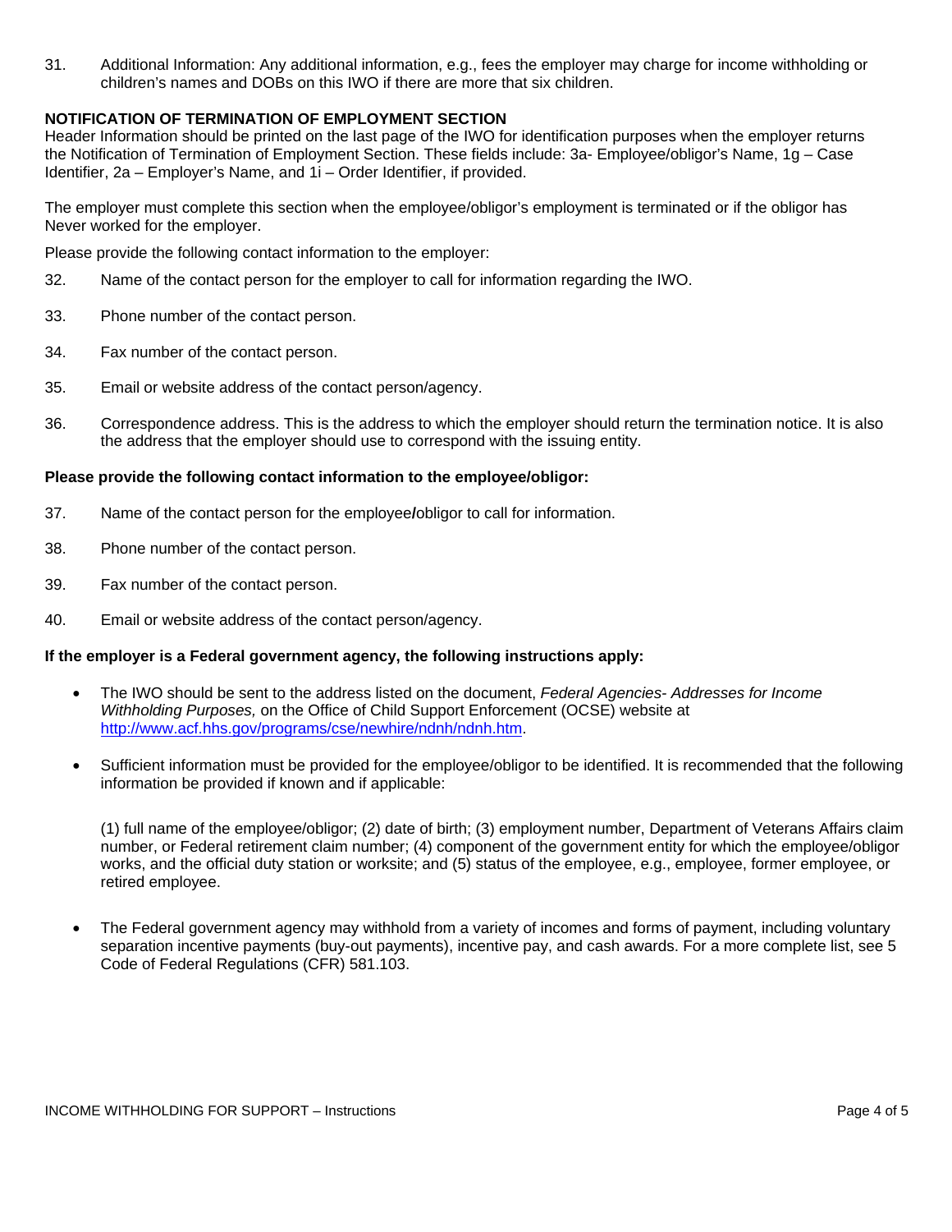31. Additional Information: Any additional information, e.g., fees the employer may charge for income withholding or children's names and DOBs on this IWO if there are more that six children.

**NOTIFICATION OF TERMINATION OF EMPLOYMENT SECTION**

Header Information should be printed on the last page of the IWO for identification purposes when the employer returns the Notification of Termination of Employment Section. These fields include: 3a- Employee/obligor's Name, 1g – Case Identifier, 2a – Employer's Name, and 1i – Order Identifier, if provided.

The employer must complete this section when the employee/obligor's employment is terminated or if the obligor has Never worked for the employer.

Please provide the following contact information to the employer:

32. Name of the contact person for the employer to call for information regarding the IWO.

33. Phone number of the contact person.

34. Fax number of the contact person.

35. Email or website address of the contact person/agency.

36. Correspondence address. This is the address to which the employer should return the termination notice. It is also the address that the employer should use to correspond with the issuing entity.

**Please provide the following contact information to the employee/obligor:**

37. Name of the contact person for the employee/obligor to call for information.

38. Phone number of the contact person.

39. Fax number of the contact person.

40. Email or website address of the contact person/agency.

**If the employer is a Federal government agency, the following instructions apply:**

- The IWO should be sent to the address listed on the document, *Federal Agencies- Addresses for Income Withholding Purposes,* on the Office of Child Support Enforcement (OCSE) website at http://www.acf.hhs.gov/programs/cse/newhire/ndnh/ndnh.htm.

- Sufficient information must be provided for the employee/obligor to be identified. It is recommended that the following information be provided if known and if applicable:

  (1) full name of the employee/obligor; (2) date of birth; (3) employment number, Department of Veterans Affairs claim number, or Federal retirement claim number; (4) component of the government entity for which the employee/obligor works, and the official duty station or worksite; and (5) status of the employee, e.g., employee, former employee, or retired employee.

- The Federal government agency may withhold from a variety of incomes and forms of payment, including voluntary separation incentive payments (buy-out payments), incentive pay, and cash awards. For a more complete list, see 5 Code of Federal Regulations (CFR) 581.103.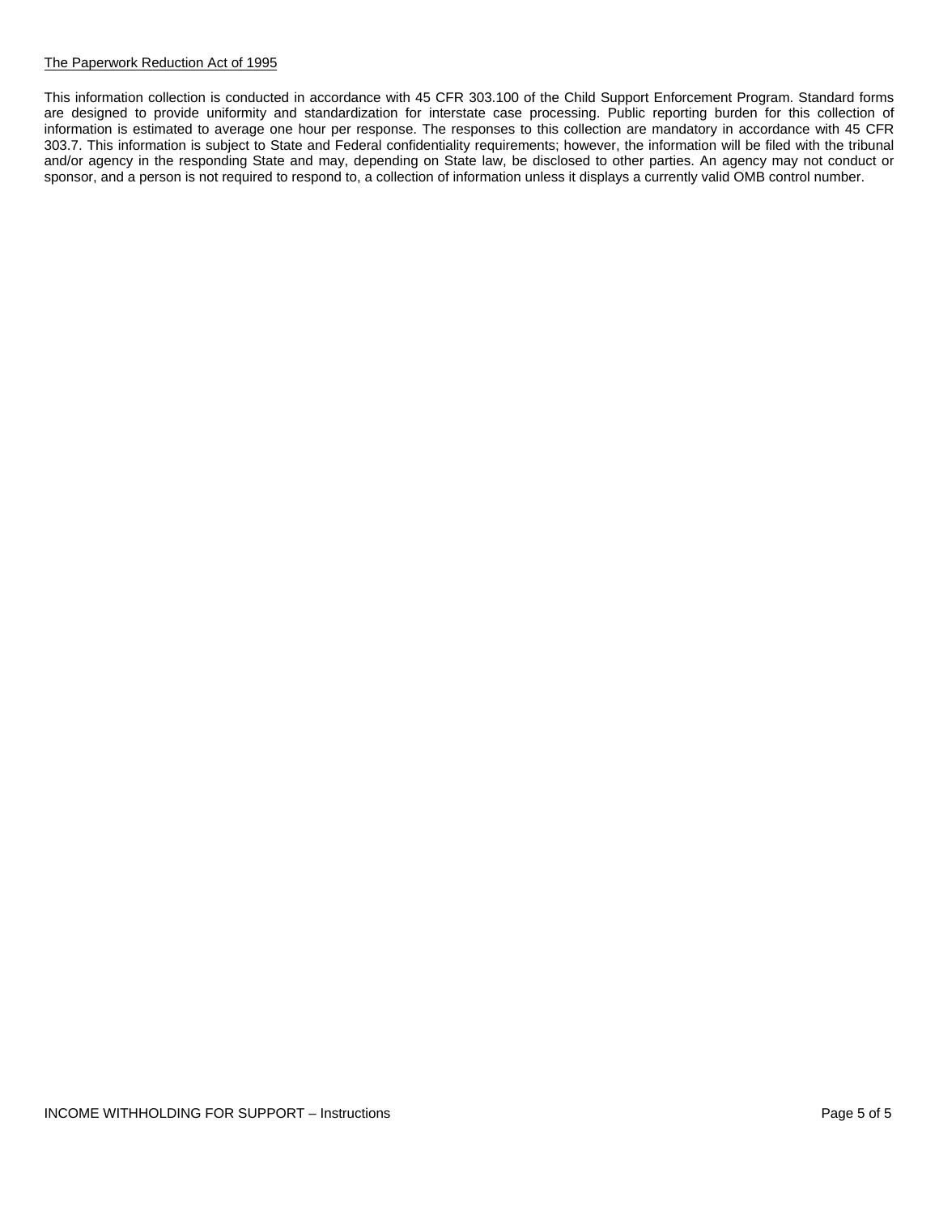The Paperwork Reduction Act of 1995

This information collection is conducted in accordance with 45 CFR 303.100 of the Child Support Enforcement Program. Standard forms are designed to provide uniformity and standardization for interstate case processing. Public reporting burden for this collection of information is estimated to average one hour per response. The responses to this collection are mandatory in accordance with 45 CFR 303.7. This information is subject to State and Federal confidentiality requirements; however, the information will be filed with the tribunal and/or agency in the responding State and may, depending on State law, be disclosed to other parties. An agency may not conduct or sponsor, and a person is not required to respond to, a collection of information unless it displays a currently valid OMB control number.